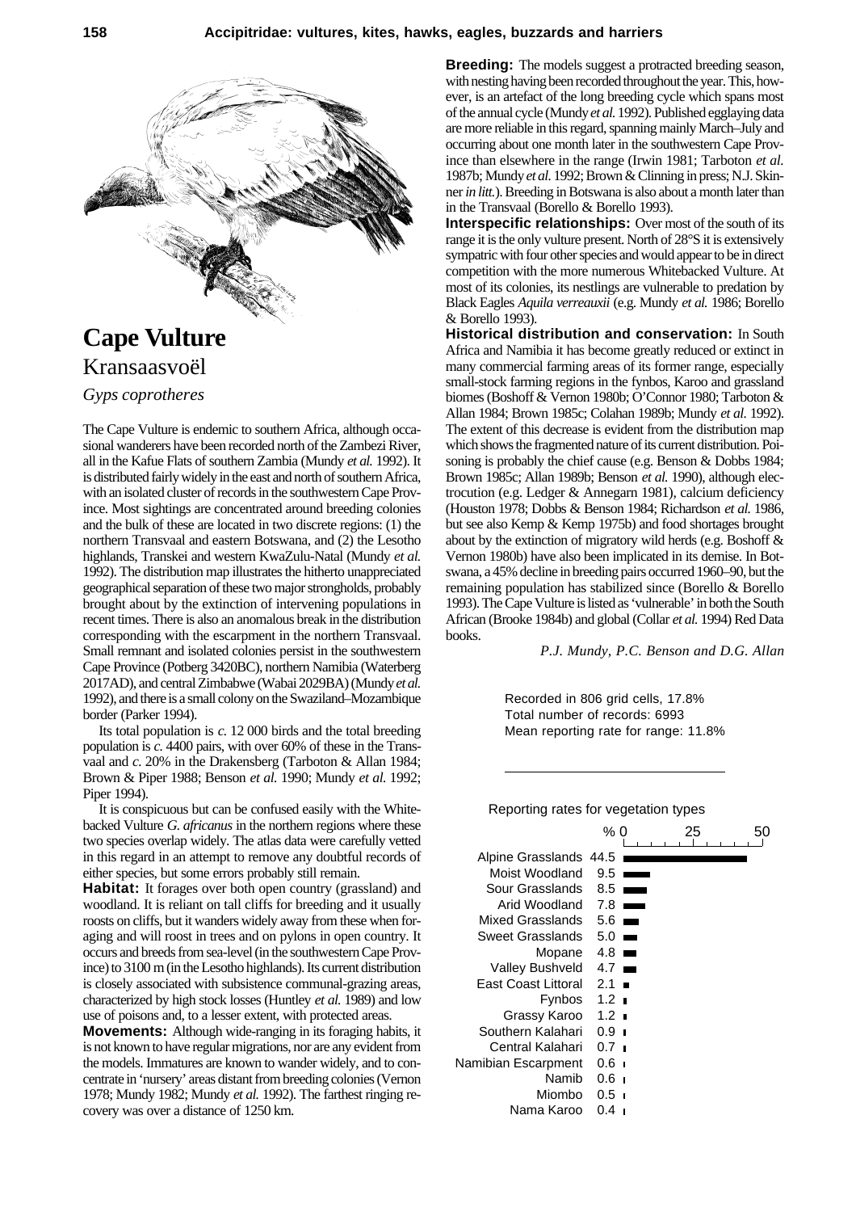# Cape Vulture

## Kransaasvoël

*Gyps coprotheres*

The Cape Vulture is endemic to southern Africa, although occasional wanderers have been recorded north of the Zambezi River, all in the Kafue Flats of southern Zambia (Mundy *et al.* 1992). It is distributed fairly widely in the east and north of southern Africa, with an isolated cluster of records in the southwestern Cape Province. Most sightings are concentrated around breeding colonies and the bulk of these are located in two discrete regions: (1) the northern Transvaal and eastern Botswana, and (2) the Lesotho highlands, Transkei and western KwaZulu-Natal (Mundy *et al.* 1992). The distribution map illustrates the hitherto unappreciated geographical separation of these two major strongholds, probably brought about by the extinction of intervening populations in recent times. There is also an anomalous break in the distribution corresponding with the escarpment in the northern Transvaal. Small remnant and isolated colonies persist in the southwestern Cape Province (Potberg 3420BC), northern Namibia (Waterberg 2017AD), and central Zimbabwe (Wabai 2029BA) (Mundy *et al.* 1992), and there is a small colony on the Swaziland–Mozambique border (Parker 1994).

Its total population is *c.* 12 000 birds and the total breeding population is *c.* 4400 pairs, with over 60% of these in the Transvaal and *c.* 20% in the Drakensberg (Tarboton & Allan 1984; Brown & Piper 1988; Benson *et al.* 1990; Mundy *et al.* 1992; Piper 1994).

It is conspicuous but can be confused easily with the Whitebacked Vulture *G. africanus* in the northern regions where these two species overlap widely. The atlas data were carefully vetted in this regard in an attempt to remove any doubtful records of either species, but some errors probably still remain.

**Habitat:** It forages over both open country (grassland) and woodland. It is reliant on tall cliffs for breeding and it usually roosts on cliffs, but it wanders widely away from these when foraging and will roost in trees and on pylons in open country. It occurs and breeds from sea-level (in the southwestern Cape Province) to 3100 m (in the Lesotho highlands). Its current distribution is closely associated with subsistence communal-grazing areas, characterized by high stock losses (Huntley *et al.* 1989) and low use of poisons and, to a lesser extent, with protected areas.

**Movements:** Although wide-ranging in its foraging habits, it is not known to have regular migrations, nor are any evident from the models. Immatures are known to wander widely, and to concentrate in 'nursery' areas distant from breeding colonies (Vernon 1978; Mundy 1982; Mundy *et al.* 1992). The farthest ringing recovery was over a distance of 1250 km.

**Breeding:** The models suggest a protracted breeding season, with nesting having been recorded throughout the year. This, however, is an artefact of the long breeding cycle which spans most of the annual cycle (Mundy *et al.* 1992). Published egglaying data are more reliable in this regard, spanning mainly March–July and occurring about one month later in the southwestern Cape Province than elsewhere in the range (Irwin 1981; Tarboton *et al.* 1987b; Mundy *et al.* 1992; Brown & Clinning in press; N.J. Skinner *in litt.*). Breeding in Botswana is also about a month later than in the Transvaal (Borello & Borello 1993).

**Interspecific relationships:** Over most of the south of its range it is the only vulture present. North of 28°S it is extensively sympatric with four other species and would appear to be in direct competition with the more numerous Whitebacked Vulture. At most of its colonies, its nestlings are vulnerable to predation by Black Eagles *Aquila verreauxii* (e.g. Mundy *et al.* 1986; Borello & Borello 1993).

**Historical distribution and conservation:** In South Africa and Namibia it has become greatly reduced or extinct in many commercial farming areas of its former range, especially small-stock farming regions in the fynbos, Karoo and grassland biomes (Boshoff & Vernon 1980b; O'Connor 1980; Tarboton & Allan 1984; Brown 1985c; Colahan 1989b; Mundy *et al.* 1992). The extent of this decrease is evident from the distribution map which shows the fragmented nature of its current distribution. Poisoning is probably the chief cause (e.g. Benson & Dobbs 1984; Brown 1985c; Allan 1989b; Benson *et al.* 1990), although electrocution (e.g. Ledger & Annegarn 1981), calcium deficiency (Houston 1978; Dobbs & Benson 1984; Richardson *et al.* 1986, but see also Kemp & Kemp 1975b) and food shortages brought about by the extinction of migratory wild herds (e.g. Boshoff & Vernon 1980b) have also been implicated in its demise. In Botswana, a 45% decline in breeding pairs occurred 1960–90, but the remaining population has stabilized since (Borello & Borello 1993). The Cape Vulture is listed as 'vulnerable' in both the South African (Brooke 1984b) and global (Collar *et al.* 1994) Red Data books.

*P.J. Mundy, P.C. Benson and D.G. Allan*

Recorded in 806 grid cells, 17.8%
Total number of records: 6993
Mean reporting rate for range: 11.8%

Reporting rates for vegetation types

% 0 25 50

Alpine Grasslands 44.5
Moist Woodland 9.5
Sour Grasslands 8.5
Arid Woodland 7.8
Mixed Grasslands 5.6
Sweet Grasslands 5.0
Mopane 4.8
Valley Bushveld 4.7
East Coast Littoral 2.1
Fynbos 1.2
Grassy Karoo 1.2
Southern Kalahari 0.9
Central Kalahari 0.7
Namibian Escarpment 0.6
Namib 0.6
Miombo 0.5
Nama Karoo 0.4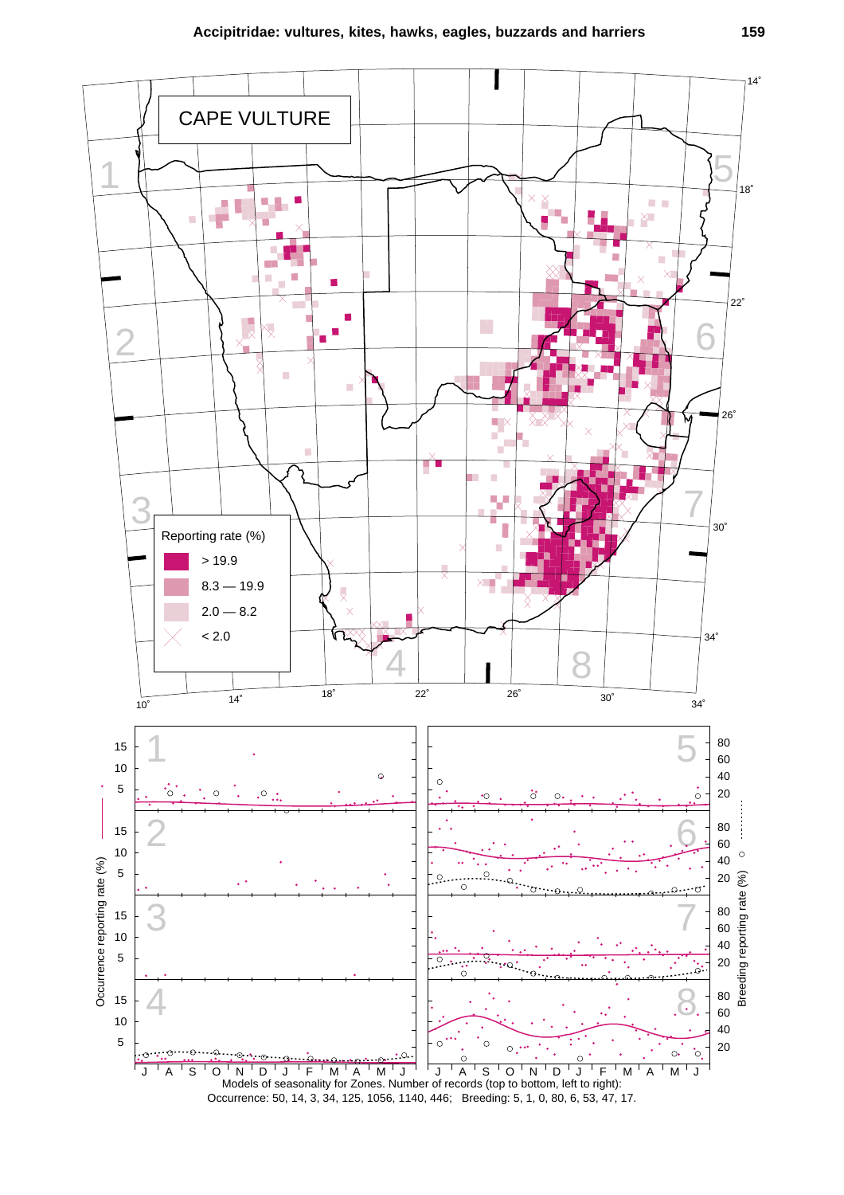CAPE VULTURE

Reporting rate (%)
> 19.9
8.3 — 19.9
2.0 — 8.2
< 2.0

Models of seasonality for Zones. Number of records (top to bottom, left to right):
Occurrence: 50, 14, 3, 34, 125, 1056, 1140, 446; Breeding: 5, 1, 0, 80, 6, 53, 47, 17.